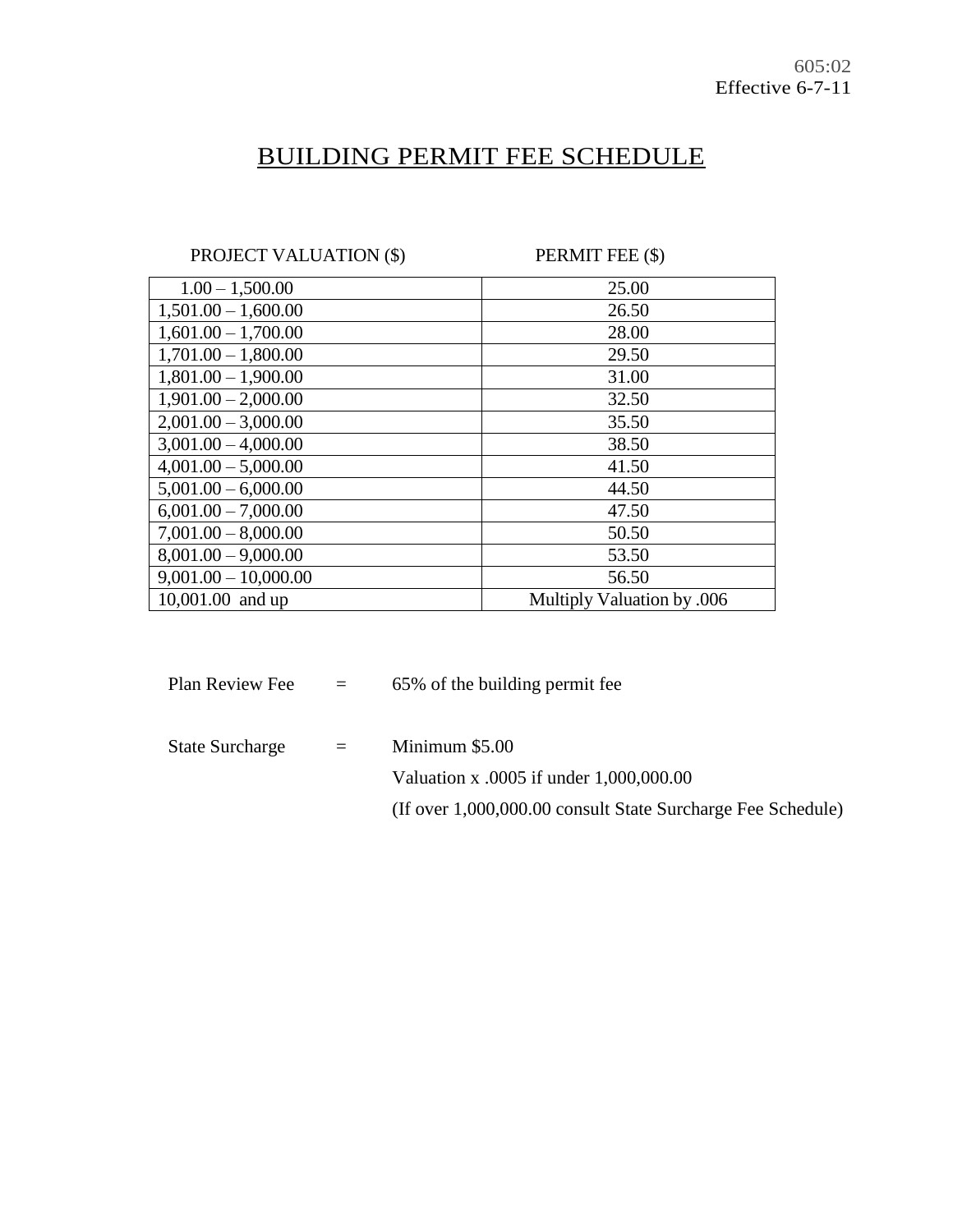605:02
Effective 6-7-11

# BUILDING PERMIT FEE SCHEDULE

| PROJECT VALUATION ($) | PERMIT FEE ($) |
|---|---|
| 1.00 – 1,500.00 | 25.00 |
| 1,501.00 – 1,600.00 | 26.50 |
| 1,601.00 – 1,700.00 | 28.00 |
| 1,701.00 – 1,800.00 | 29.50 |
| 1,801.00 – 1,900.00 | 31.00 |
| 1,901.00 – 2,000.00 | 32.50 |
| 2,001.00 – 3,000.00 | 35.50 |
| 3,001.00 – 4,000.00 | 38.50 |
| 4,001.00 – 5,000.00 | 41.50 |
| 5,001.00 – 6,000.00 | 44.50 |
| 6,001.00 – 7,000.00 | 47.50 |
| 7,001.00 – 8,000.00 | 50.50 |
| 8,001.00 – 9,000.00 | 53.50 |
| 9,001.00 – 10,000.00 | 56.50 |
| 10,001.00 and up | Multiply Valuation by .006 |

Plan Review Fee = 65% of the building permit fee

State Surcharge = Minimum $5.00

Valuation x .0005 if under 1,000,000.00

(If over 1,000,000.00 consult State Surcharge Fee Schedule)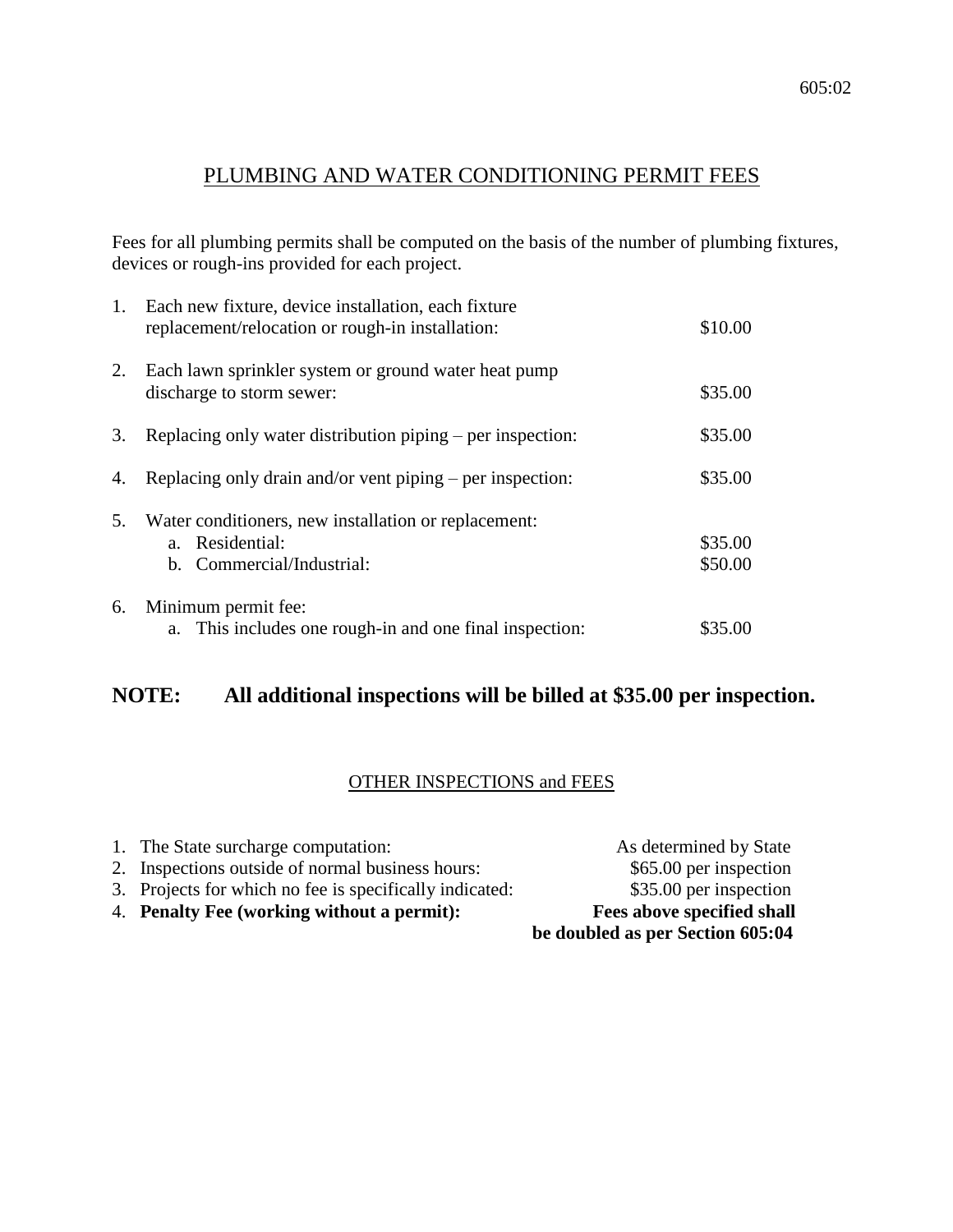## PLUMBING AND WATER CONDITIONING PERMIT FEES

Fees for all plumbing permits shall be computed on the basis of the number of plumbing fixtures, devices or rough-ins provided for each project.

1. Each new fixture, device installation, each fixture replacement/relocation or rough-in installation: $10.00
2. Each lawn sprinkler system or ground water heat pump discharge to storm sewer: $35.00
3. Replacing only water distribution piping – per inspection: $35.00
4. Replacing only drain and/or vent piping – per inspection: $35.00
5. Water conditioners, new installation or replacement:
   a. Residential: $35.00
   b. Commercial/Industrial: $50.00
6. Minimum permit fee:
   a. This includes one rough-in and one final inspection: $35.00

**NOTE: All additional inspections will be billed at $35.00 per inspection.**

### OTHER INSPECTIONS and FEES

1. The State surcharge computation: As determined by State
2. Inspections outside of normal business hours: $65.00 per inspection
3. Projects for which no fee is specifically indicated: $35.00 per inspection
4. **Penalty Fee (working without a permit): Fees above specified shall be doubled as per Section 605:04**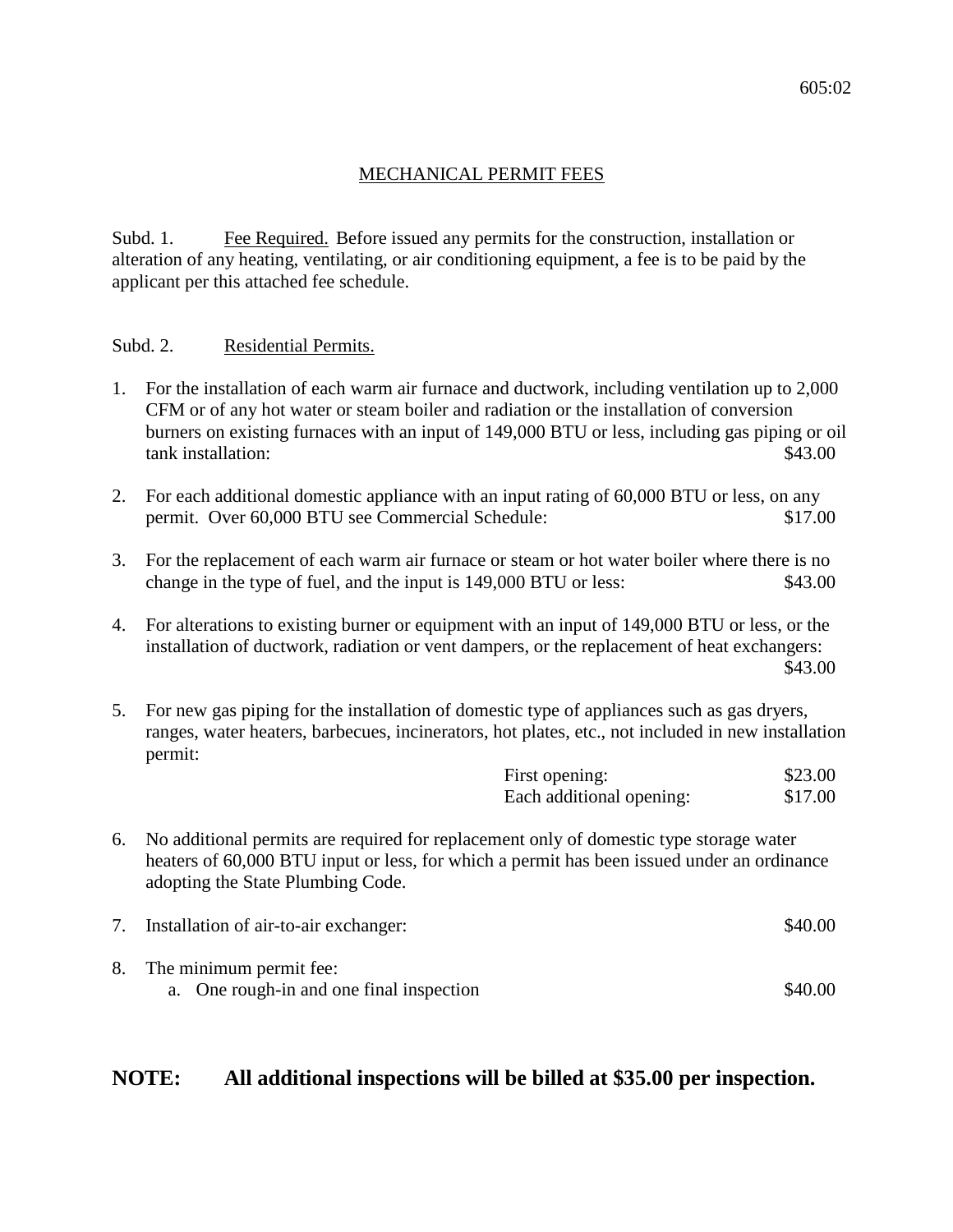605:02

## MECHANICAL PERMIT FEES

Subd. 1. Fee Required. Before issued any permits for the construction, installation or alteration of any heating, ventilating, or air conditioning equipment, a fee is to be paid by the applicant per this attached fee schedule.

Subd. 2. Residential Permits.

1. For the installation of each warm air furnace and ductwork, including ventilation up to 2,000 CFM or of any hot water or steam boiler and radiation or the installation of conversion burners on existing furnaces with an input of 149,000 BTU or less, including gas piping or oil tank installation: $43.00

2. For each additional domestic appliance with an input rating of 60,000 BTU or less, on any permit. Over 60,000 BTU see Commercial Schedule: $17.00

3. For the replacement of each warm air furnace or steam or hot water boiler where there is no change in the type of fuel, and the input is 149,000 BTU or less: $43.00

4. For alterations to existing burner or equipment with an input of 149,000 BTU or less, or the installation of ductwork, radiation or vent dampers, or the replacement of heat exchangers: $43.00

5. For new gas piping for the installation of domestic type of appliances such as gas dryers, ranges, water heaters, barbecues, incinerators, hot plates, etc., not included in new installation permit:

   First opening: $23.00
   Each additional opening: $17.00

6. No additional permits are required for replacement only of domestic type storage water heaters of 60,000 BTU input or less, for which a permit has been issued under an ordinance adopting the State Plumbing Code.

7. Installation of air-to-air exchanger: $40.00

8. The minimum permit fee:
   a. One rough-in and one final inspection $40.00

**NOTE: All additional inspections will be billed at $35.00 per inspection.**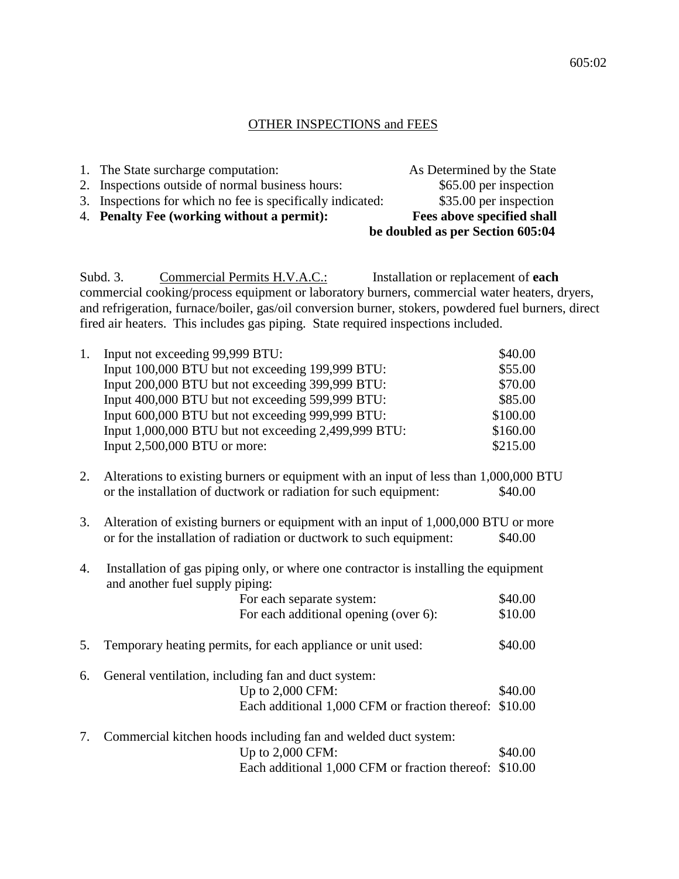## OTHER INSPECTIONS and FEES

| | | |
|---|---|---|
| 1. | The State surcharge computation: | As Determined by the State |
| 2. | Inspections outside of normal business hours: | $65.00 per inspection |
| 3. | Inspections for which no fee is specifically indicated: | $35.00 per inspection |
| 4. | **Penalty Fee (working without a permit):** | **Fees above specified shall be doubled as per Section 605:04** |

Subd. 3. Commercial Permits H.V.A.C.: Installation or replacement of **each** commercial cooking/process equipment or laboratory burners, commercial water heaters, dryers, and refrigeration, furnace/boiler, gas/oil conversion burner, stokers, powdered fuel burners, direct fired air heaters. This includes gas piping. State required inspections included.

1. | Input | Fee |
   |---|---|
   | Input not exceeding 99,999 BTU: | $40.00 |
   | Input 100,000 BTU but not exceeding 199,999 BTU: | $55.00 |
   | Input 200,000 BTU but not exceeding 399,999 BTU: | $70.00 |
   | Input 400,000 BTU but not exceeding 599,999 BTU: | $85.00 |
   | Input 600,000 BTU but not exceeding 999,999 BTU: | $100.00 |
   | Input 1,000,000 BTU but not exceeding 2,499,999 BTU: | $160.00 |
   | Input 2,500,000 BTU or more: | $215.00 |

2. Alterations to existing burners or equipment with an input of less than 1,000,000 BTU or the installation of ductwork or radiation for such equipment: $40.00

3. Alteration of existing burners or equipment with an input of 1,000,000 BTU or more or for the installation of radiation or ductwork to such equipment: $40.00

4. Installation of gas piping only, or where one contractor is installing the equipment and another fuel supply piping:
   - For each separate system: $40.00
   - For each additional opening (over 6): $10.00

5. Temporary heating permits, for each appliance or unit used: $40.00

6. General ventilation, including fan and duct system:
   - Up to 2,000 CFM: $40.00
   - Each additional 1,000 CFM or fraction thereof: $10.00

7. Commercial kitchen hoods including fan and welded duct system:
   - Up to 2,000 CFM: $40.00
   - Each additional 1,000 CFM or fraction thereof: $10.00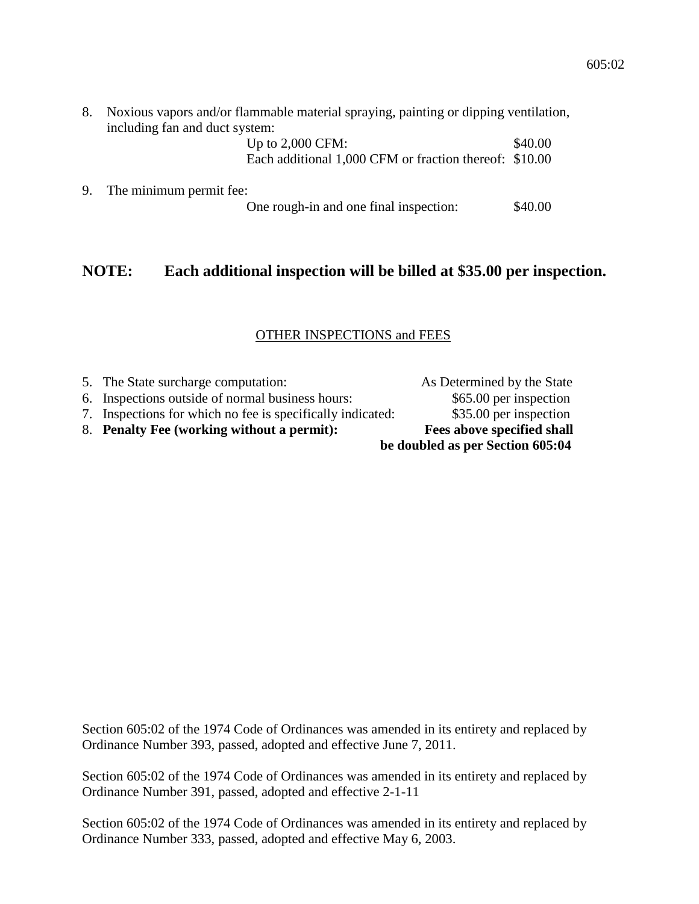8. Noxious vapors and/or flammable material spraying, painting or dipping ventilation, including fan and duct system:

| | |
|---|---|
| Up to 2,000 CFM: | $40.00 |
| Each additional 1,000 CFM or fraction thereof: | $10.00 |

9. The minimum permit fee:

| | |
|---|---|
| One rough-in and one final inspection: | $40.00 |

**NOTE: Each additional inspection will be billed at $35.00 per inspection.**

OTHER INSPECTIONS and FEES

| | |
|---|---|
| 5. The State surcharge computation: | As Determined by the State |
| 6. Inspections outside of normal business hours: | $65.00 per inspection |
| 7. Inspections for which no fee is specifically indicated: | $35.00 per inspection |
| 8. **Penalty Fee (working without a permit):** | **Fees above specified shall be doubled as per Section 605:04** |

Section 605:02 of the 1974 Code of Ordinances was amended in its entirety and replaced by Ordinance Number 393, passed, adopted and effective June 7, 2011.

Section 605:02 of the 1974 Code of Ordinances was amended in its entirety and replaced by Ordinance Number 391, passed, adopted and effective 2-1-11

Section 605:02 of the 1974 Code of Ordinances was amended in its entirety and replaced by Ordinance Number 333, passed, adopted and effective May 6, 2003.